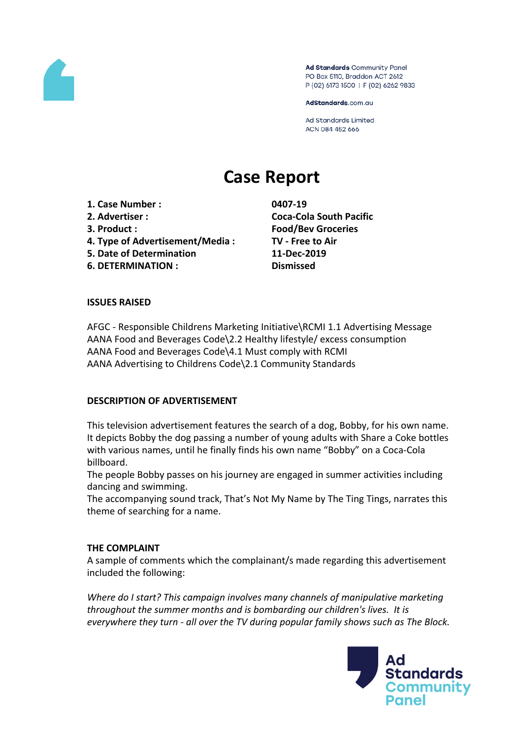Ad Standards Community Panel
PO Box 5110, Braddon ACT 2612
P (02) 6173 1500 | F (02) 6262 9833

AdStandards.com.au

Ad Standards Limited
ACN 084 452 666

# Case Report

| | |
|---|---|
| **1. Case Number :** | **0407-19** |
| **2. Advertiser :** | **Coca-Cola South Pacific** |
| **3. Product :** | **Food/Bev Groceries** |
| **4. Type of Advertisement/Media :** | **TV - Free to Air** |
| **5. Date of Determination** | **11-Dec-2019** |
| **6. DETERMINATION :** | **Dismissed** |

**ISSUES RAISED**

AFGC - Responsible Childrens Marketing Initiative\RCMI 1.1 Advertising Message
AANA Food and Beverages Code\2.2 Healthy lifestyle/ excess consumption
AANA Food and Beverages Code\4.1 Must comply with RCMI
AANA Advertising to Childrens Code\2.1 Community Standards

**DESCRIPTION OF ADVERTISEMENT**

This television advertisement features the search of a dog, Bobby, for his own name. It depicts Bobby the dog passing a number of young adults with Share a Coke bottles with various names, until he finally finds his own name "Bobby" on a Coca-Cola billboard.
The people Bobby passes on his journey are engaged in summer activities including dancing and swimming.
The accompanying sound track, That's Not My Name by The Ting Tings, narrates this theme of searching for a name.

**THE COMPLAINT**
A sample of comments which the complainant/s made regarding this advertisement included the following:

*Where do I start? This campaign involves many channels of manipulative marketing throughout the summer months and is bombarding our children's lives. It is everywhere they turn - all over the TV during popular family shows such as The Block.*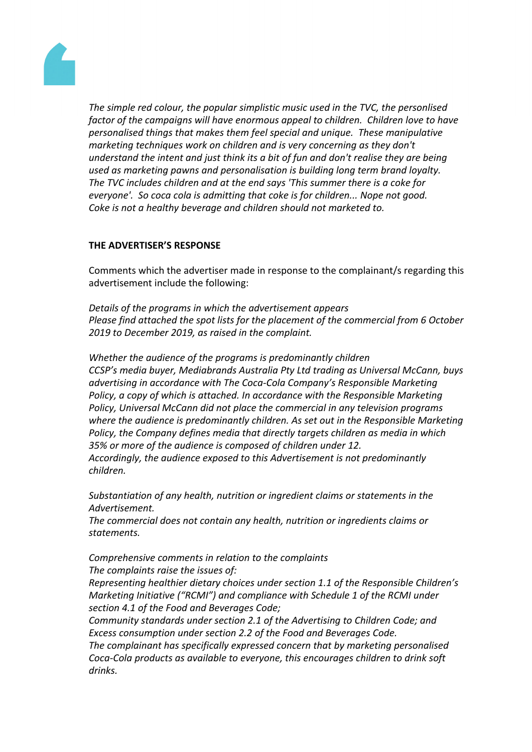*The simple red colour, the popular simplistic music used in the TVC, the personlised factor of the campaigns will have enormous appeal to children. Children love to have personalised things that makes them feel special and unique. These manipulative marketing techniques work on children and is very concerning as they don't understand the intent and just think its a bit of fun and don't realise they are being used as marketing pawns and personalisation is building long term brand loyalty. The TVC includes children and at the end says 'This summer there is a coke for everyone'. So coca cola is admitting that coke is for children... Nope not good. Coke is not a healthy beverage and children should not marketed to.*

**THE ADVERTISER'S RESPONSE**

Comments which the advertiser made in response to the complainant/s regarding this advertisement include the following:

*Details of the programs in which the advertisement appears*
*Please find attached the spot lists for the placement of the commercial from 6 October 2019 to December 2019, as raised in the complaint.*

*Whether the audience of the programs is predominantly children*
*CCSP's media buyer, Mediabrands Australia Pty Ltd trading as Universal McCann, buys advertising in accordance with The Coca-Cola Company's Responsible Marketing Policy, a copy of which is attached. In accordance with the Responsible Marketing Policy, Universal McCann did not place the commercial in any television programs where the audience is predominantly children. As set out in the Responsible Marketing Policy, the Company defines media that directly targets children as media in which 35% or more of the audience is composed of children under 12.*
*Accordingly, the audience exposed to this Advertisement is not predominantly children.*

*Substantiation of any health, nutrition or ingredient claims or statements in the Advertisement.*
*The commercial does not contain any health, nutrition or ingredients claims or statements.*

*Comprehensive comments in relation to the complaints*
*The complaints raise the issues of:*
*Representing healthier dietary choices under section 1.1 of the Responsible Children's Marketing Initiative ("RCMI") and compliance with Schedule 1 of the RCMI under section 4.1 of the Food and Beverages Code;*
*Community standards under section 2.1 of the Advertising to Children Code; and*
*Excess consumption under section 2.2 of the Food and Beverages Code.*
*The complainant has specifically expressed concern that by marketing personalised Coca-Cola products as available to everyone, this encourages children to drink soft drinks.*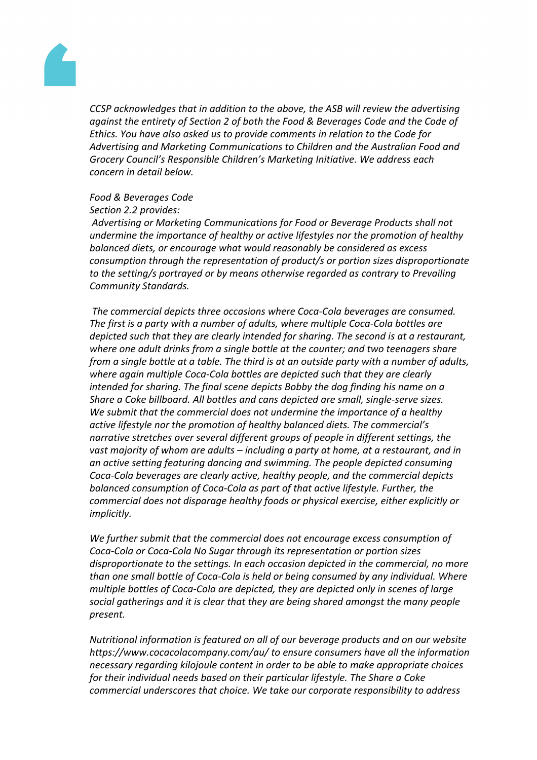*CCSP acknowledges that in addition to the above, the ASB will review the advertising against the entirety of Section 2 of both the Food & Beverages Code and the Code of Ethics. You have also asked us to provide comments in relation to the Code for Advertising and Marketing Communications to Children and the Australian Food and Grocery Council's Responsible Children's Marketing Initiative. We address each concern in detail below.*

*Food & Beverages Code*
*Section 2.2 provides:*
*Advertising or Marketing Communications for Food or Beverage Products shall not undermine the importance of healthy or active lifestyles nor the promotion of healthy balanced diets, or encourage what would reasonably be considered as excess consumption through the representation of product/s or portion sizes disproportionate to the setting/s portrayed or by means otherwise regarded as contrary to Prevailing Community Standards.*

*The commercial depicts three occasions where Coca-Cola beverages are consumed. The first is a party with a number of adults, where multiple Coca-Cola bottles are depicted such that they are clearly intended for sharing. The second is at a restaurant, where one adult drinks from a single bottle at the counter; and two teenagers share from a single bottle at a table. The third is at an outside party with a number of adults, where again multiple Coca-Cola bottles are depicted such that they are clearly intended for sharing. The final scene depicts Bobby the dog finding his name on a Share a Coke billboard. All bottles and cans depicted are small, single-serve sizes. We submit that the commercial does not undermine the importance of a healthy active lifestyle nor the promotion of healthy balanced diets. The commercial's narrative stretches over several different groups of people in different settings, the vast majority of whom are adults – including a party at home, at a restaurant, and in an active setting featuring dancing and swimming. The people depicted consuming Coca-Cola beverages are clearly active, healthy people, and the commercial depicts balanced consumption of Coca-Cola as part of that active lifestyle. Further, the commercial does not disparage healthy foods or physical exercise, either explicitly or implicitly.*

*We further submit that the commercial does not encourage excess consumption of Coca-Cola or Coca-Cola No Sugar through its representation or portion sizes disproportionate to the settings. In each occasion depicted in the commercial, no more than one small bottle of Coca-Cola is held or being consumed by any individual. Where multiple bottles of Coca-Cola are depicted, they are depicted only in scenes of large social gatherings and it is clear that they are being shared amongst the many people present.*

*Nutritional information is featured on all of our beverage products and on our website https://www.cocacolacompany.com/au/ to ensure consumers have all the information necessary regarding kilojoule content in order to be able to make appropriate choices for their individual needs based on their particular lifestyle. The Share a Coke commercial underscores that choice. We take our corporate responsibility to address*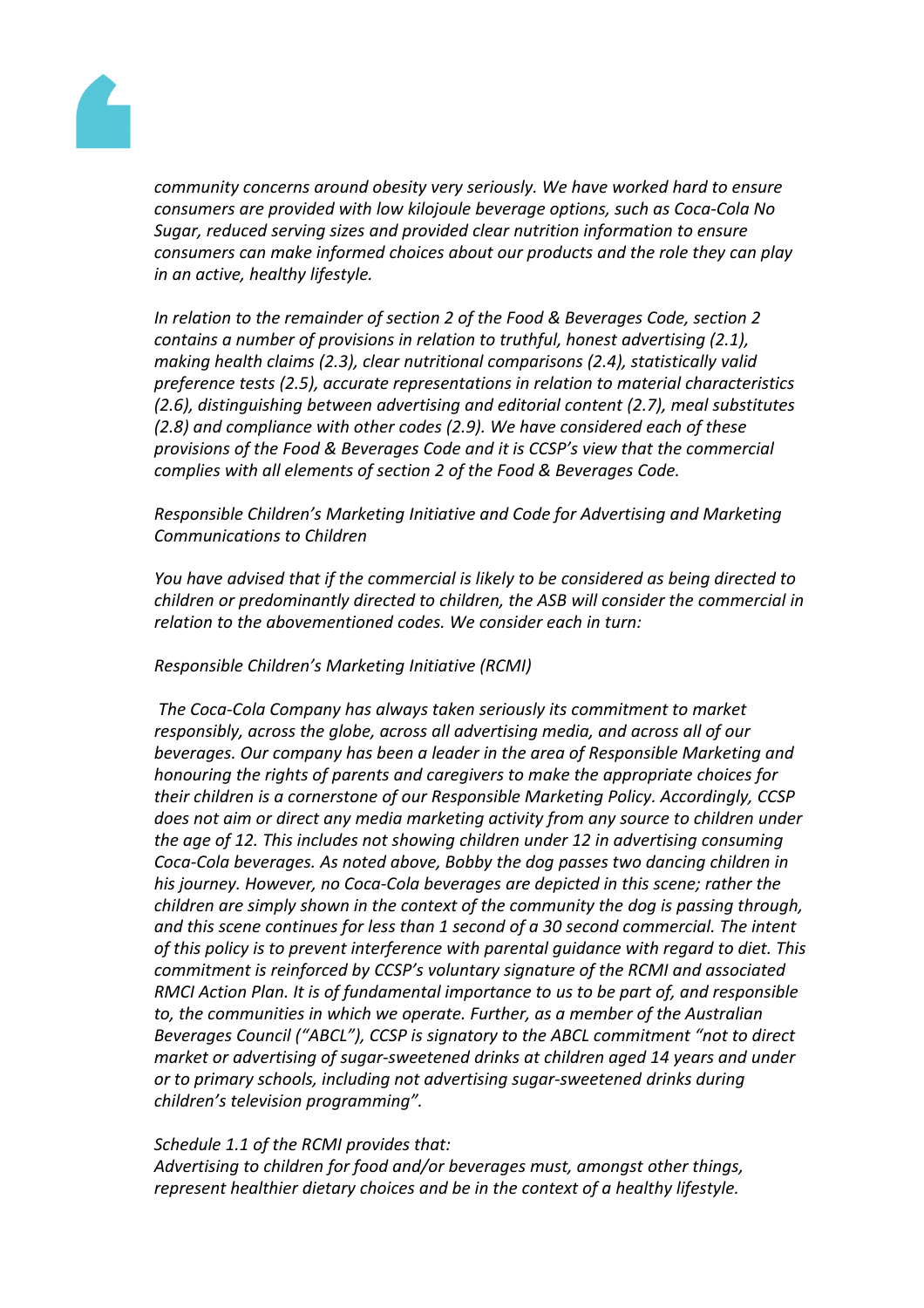*community concerns around obesity very seriously. We have worked hard to ensure consumers are provided with low kilojoule beverage options, such as Coca-Cola No Sugar, reduced serving sizes and provided clear nutrition information to ensure consumers can make informed choices about our products and the role they can play in an active, healthy lifestyle.*

*In relation to the remainder of section 2 of the Food & Beverages Code, section 2 contains a number of provisions in relation to truthful, honest advertising (2.1), making health claims (2.3), clear nutritional comparisons (2.4), statistically valid preference tests (2.5), accurate representations in relation to material characteristics (2.6), distinguishing between advertising and editorial content (2.7), meal substitutes (2.8) and compliance with other codes (2.9). We have considered each of these provisions of the Food & Beverages Code and it is CCSP's view that the commercial complies with all elements of section 2 of the Food & Beverages Code.*

*Responsible Children's Marketing Initiative and Code for Advertising and Marketing Communications to Children*

*You have advised that if the commercial is likely to be considered as being directed to children or predominantly directed to children, the ASB will consider the commercial in relation to the abovementioned codes. We consider each in turn:*

*Responsible Children's Marketing Initiative (RCMI)*

*The Coca-Cola Company has always taken seriously its commitment to market responsibly, across the globe, across all advertising media, and across all of our beverages. Our company has been a leader in the area of Responsible Marketing and honouring the rights of parents and caregivers to make the appropriate choices for their children is a cornerstone of our Responsible Marketing Policy. Accordingly, CCSP does not aim or direct any media marketing activity from any source to children under the age of 12. This includes not showing children under 12 in advertising consuming Coca-Cola beverages. As noted above, Bobby the dog passes two dancing children in his journey. However, no Coca-Cola beverages are depicted in this scene; rather the children are simply shown in the context of the community the dog is passing through, and this scene continues for less than 1 second of a 30 second commercial. The intent of this policy is to prevent interference with parental guidance with regard to diet. This commitment is reinforced by CCSP's voluntary signature of the RCMI and associated RMCI Action Plan. It is of fundamental importance to us to be part of, and responsible to, the communities in which we operate. Further, as a member of the Australian Beverages Council ("ABCL"), CCSP is signatory to the ABCL commitment "not to direct market or advertising of sugar-sweetened drinks at children aged 14 years and under or to primary schools, including not advertising sugar-sweetened drinks during children's television programming".*

*Schedule 1.1 of the RCMI provides that:*
*Advertising to children for food and/or beverages must, amongst other things, represent healthier dietary choices and be in the context of a healthy lifestyle.*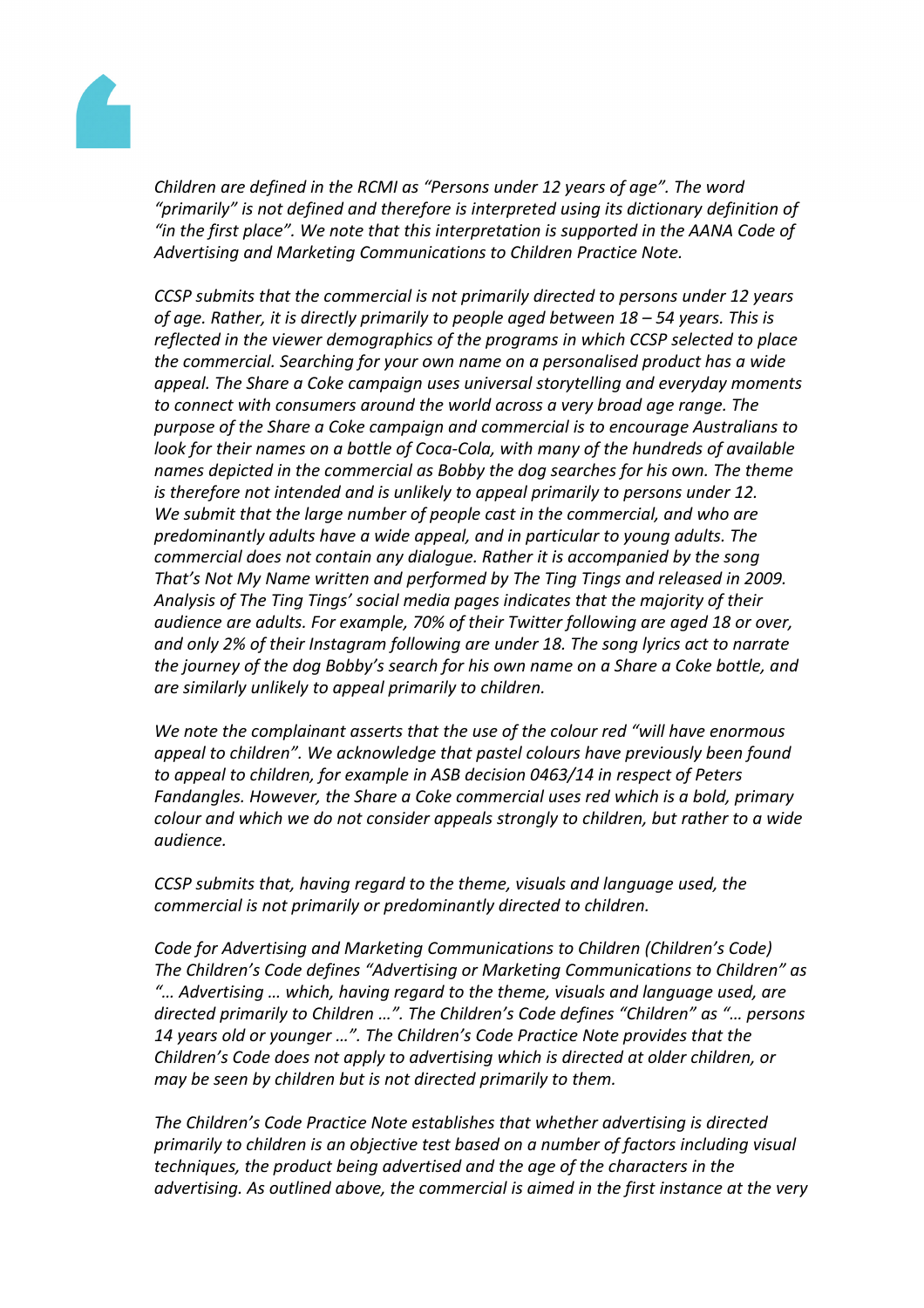*Children are defined in the RCMI as "Persons under 12 years of age". The word "primarily" is not defined and therefore is interpreted using its dictionary definition of "in the first place". We note that this interpretation is supported in the AANA Code of Advertising and Marketing Communications to Children Practice Note.*

*CCSP submits that the commercial is not primarily directed to persons under 12 years of age. Rather, it is directly primarily to people aged between 18 – 54 years. This is reflected in the viewer demographics of the programs in which CCSP selected to place the commercial. Searching for your own name on a personalised product has a wide appeal. The Share a Coke campaign uses universal storytelling and everyday moments to connect with consumers around the world across a very broad age range. The purpose of the Share a Coke campaign and commercial is to encourage Australians to look for their names on a bottle of Coca-Cola, with many of the hundreds of available names depicted in the commercial as Bobby the dog searches for his own. The theme is therefore not intended and is unlikely to appeal primarily to persons under 12. We submit that the large number of people cast in the commercial, and who are predominantly adults have a wide appeal, and in particular to young adults. The commercial does not contain any dialogue. Rather it is accompanied by the song That's Not My Name written and performed by The Ting Tings and released in 2009. Analysis of The Ting Tings' social media pages indicates that the majority of their audience are adults. For example, 70% of their Twitter following are aged 18 or over, and only 2% of their Instagram following are under 18. The song lyrics act to narrate the journey of the dog Bobby's search for his own name on a Share a Coke bottle, and are similarly unlikely to appeal primarily to children.*

*We note the complainant asserts that the use of the colour red "will have enormous appeal to children". We acknowledge that pastel colours have previously been found to appeal to children, for example in ASB decision 0463/14 in respect of Peters Fandangles. However, the Share a Coke commercial uses red which is a bold, primary colour and which we do not consider appeals strongly to children, but rather to a wide audience.*

*CCSP submits that, having regard to the theme, visuals and language used, the commercial is not primarily or predominantly directed to children.*

*Code for Advertising and Marketing Communications to Children (Children's Code) The Children's Code defines "Advertising or Marketing Communications to Children" as "… Advertising … which, having regard to the theme, visuals and language used, are directed primarily to Children …". The Children's Code defines "Children" as "… persons 14 years old or younger …". The Children's Code Practice Note provides that the Children's Code does not apply to advertising which is directed at older children, or may be seen by children but is not directed primarily to them.*

*The Children's Code Practice Note establishes that whether advertising is directed primarily to children is an objective test based on a number of factors including visual techniques, the product being advertised and the age of the characters in the advertising. As outlined above, the commercial is aimed in the first instance at the very*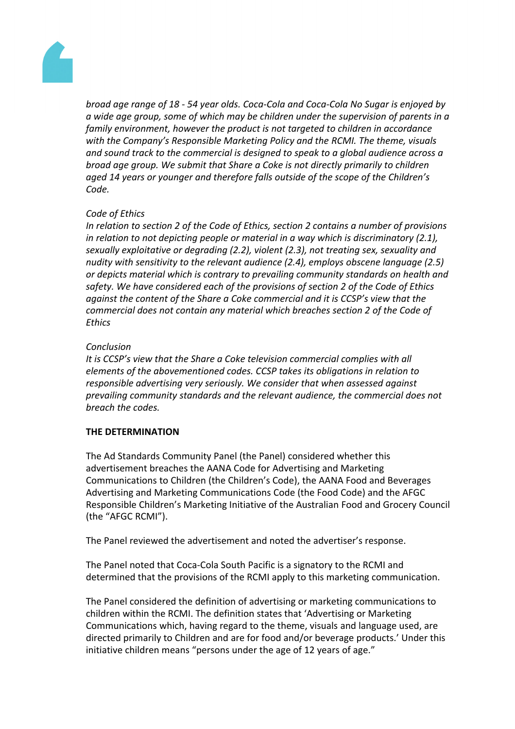*broad age range of 18 - 54 year olds. Coca-Cola and Coca-Cola No Sugar is enjoyed by a wide age group, some of which may be children under the supervision of parents in a family environment, however the product is not targeted to children in accordance with the Company's Responsible Marketing Policy and the RCMI. The theme, visuals and sound track to the commercial is designed to speak to a global audience across a broad age group. We submit that Share a Coke is not directly primarily to children aged 14 years or younger and therefore falls outside of the scope of the Children's Code.*

*Code of Ethics*
*In relation to section 2 of the Code of Ethics, section 2 contains a number of provisions in relation to not depicting people or material in a way which is discriminatory (2.1), sexually exploitative or degrading (2.2), violent (2.3), not treating sex, sexuality and nudity with sensitivity to the relevant audience (2.4), employs obscene language (2.5) or depicts material which is contrary to prevailing community standards on health and safety. We have considered each of the provisions of section 2 of the Code of Ethics against the content of the Share a Coke commercial and it is CCSP's view that the commercial does not contain any material which breaches section 2 of the Code of Ethics*

*Conclusion*
*It is CCSP's view that the Share a Coke television commercial complies with all elements of the abovementioned codes. CCSP takes its obligations in relation to responsible advertising very seriously. We consider that when assessed against prevailing community standards and the relevant audience, the commercial does not breach the codes.*

**THE DETERMINATION**

The Ad Standards Community Panel (the Panel) considered whether this advertisement breaches the AANA Code for Advertising and Marketing Communications to Children (the Children's Code), the AANA Food and Beverages Advertising and Marketing Communications Code (the Food Code) and the AFGC Responsible Children's Marketing Initiative of the Australian Food and Grocery Council (the "AFGC RCMI").

The Panel reviewed the advertisement and noted the advertiser's response.

The Panel noted that Coca-Cola South Pacific is a signatory to the RCMI and determined that the provisions of the RCMI apply to this marketing communication.

The Panel considered the definition of advertising or marketing communications to children within the RCMI. The definition states that 'Advertising or Marketing Communications which, having regard to the theme, visuals and language used, are directed primarily to Children and are for food and/or beverage products.' Under this initiative children means "persons under the age of 12 years of age."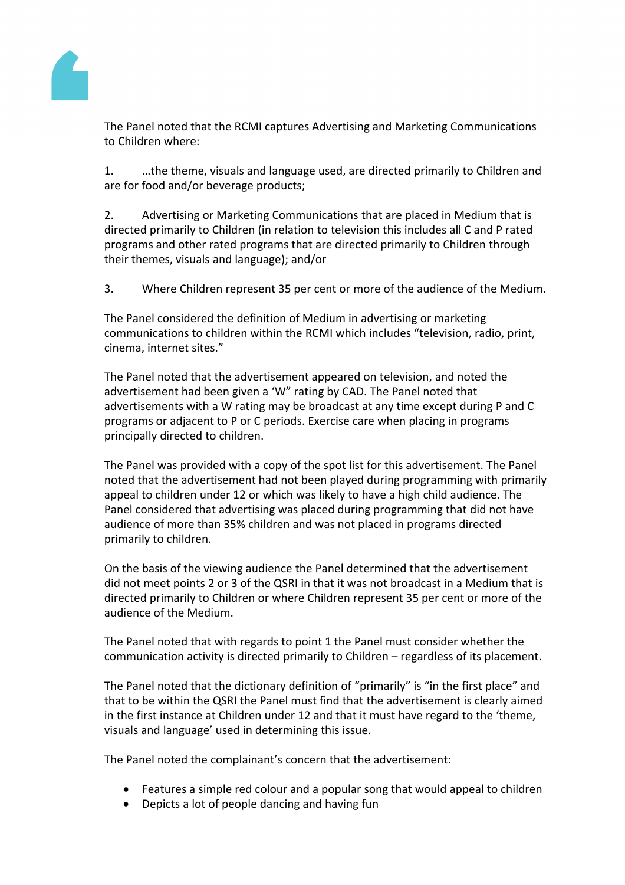The Panel noted that the RCMI captures Advertising and Marketing Communications to Children where:

1. …the theme, visuals and language used, are directed primarily to Children and are for food and/or beverage products;

2. Advertising or Marketing Communications that are placed in Medium that is directed primarily to Children (in relation to television this includes all C and P rated programs and other rated programs that are directed primarily to Children through their themes, visuals and language); and/or

3. Where Children represent 35 per cent or more of the audience of the Medium.

The Panel considered the definition of Medium in advertising or marketing communications to children within the RCMI which includes "television, radio, print, cinema, internet sites."

The Panel noted that the advertisement appeared on television, and noted the advertisement had been given a 'W" rating by CAD. The Panel noted that advertisements with a W rating may be broadcast at any time except during P and C programs or adjacent to P or C periods. Exercise care when placing in programs principally directed to children.

The Panel was provided with a copy of the spot list for this advertisement. The Panel noted that the advertisement had not been played during programming with primarily appeal to children under 12 or which was likely to have a high child audience. The Panel considered that advertising was placed during programming that did not have audience of more than 35% children and was not placed in programs directed primarily to children.

On the basis of the viewing audience the Panel determined that the advertisement did not meet points 2 or 3 of the QSRI in that it was not broadcast in a Medium that is directed primarily to Children or where Children represent 35 per cent or more of the audience of the Medium.

The Panel noted that with regards to point 1 the Panel must consider whether the communication activity is directed primarily to Children – regardless of its placement.

The Panel noted that the dictionary definition of "primarily" is "in the first place" and that to be within the QSRI the Panel must find that the advertisement is clearly aimed in the first instance at Children under 12 and that it must have regard to the 'theme, visuals and language' used in determining this issue.

The Panel noted the complainant's concern that the advertisement:

- Features a simple red colour and a popular song that would appeal to children
- Depicts a lot of people dancing and having fun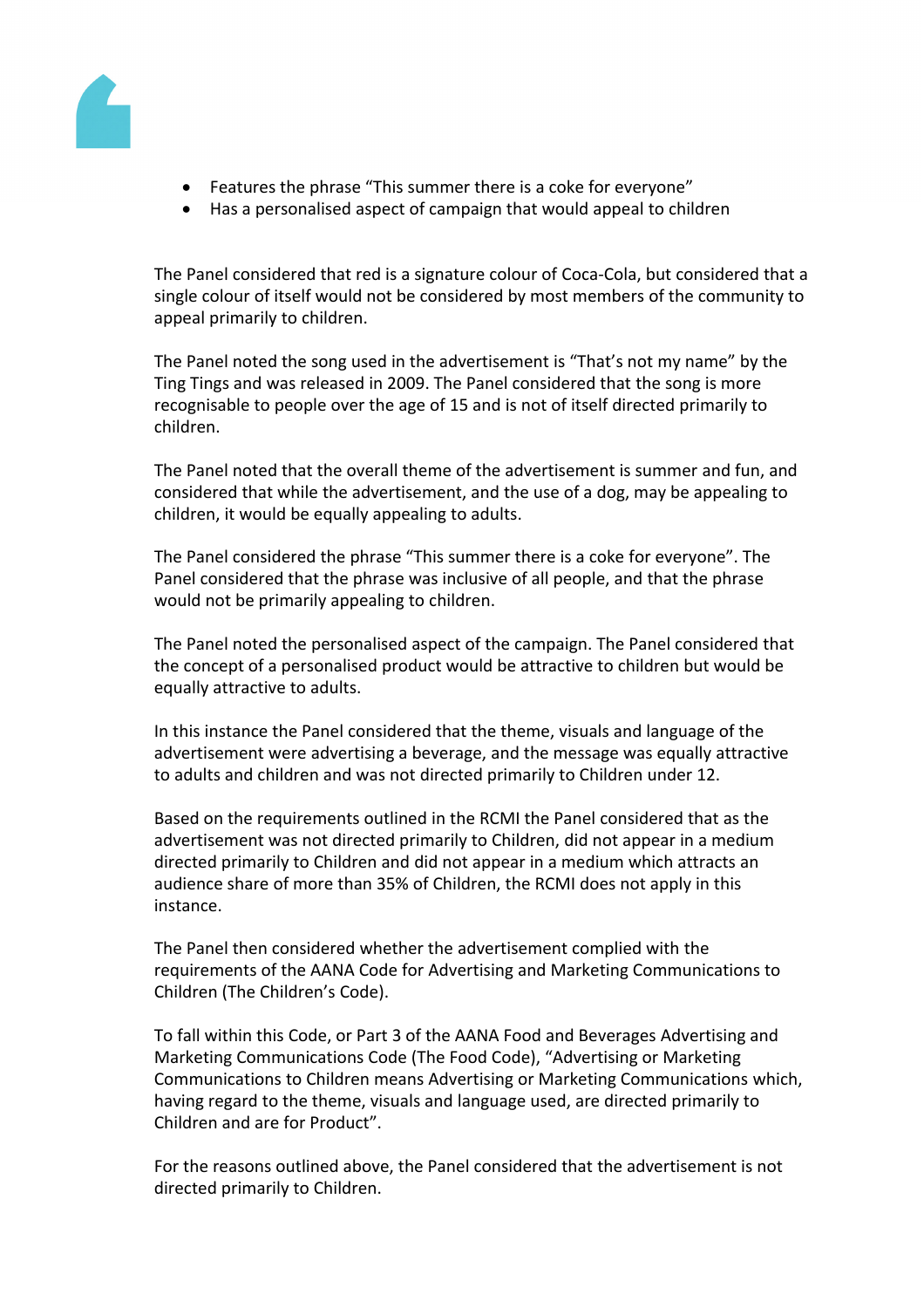- Features the phrase “This summer there is a coke for everyone”
- Has a personalised aspect of campaign that would appeal to children

The Panel considered that red is a signature colour of Coca-Cola, but considered that a single colour of itself would not be considered by most members of the community to appeal primarily to children.

The Panel noted the song used in the advertisement is “That’s not my name” by the Ting Tings and was released in 2009. The Panel considered that the song is more recognisable to people over the age of 15 and is not of itself directed primarily to children.

The Panel noted that the overall theme of the advertisement is summer and fun, and considered that while the advertisement, and the use of a dog, may be appealing to children, it would be equally appealing to adults.

The Panel considered the phrase “This summer there is a coke for everyone”. The Panel considered that the phrase was inclusive of all people, and that the phrase would not be primarily appealing to children.

The Panel noted the personalised aspect of the campaign. The Panel considered that the concept of a personalised product would be attractive to children but would be equally attractive to adults.

In this instance the Panel considered that the theme, visuals and language of the advertisement were advertising a beverage, and the message was equally attractive to adults and children and was not directed primarily to Children under 12.

Based on the requirements outlined in the RCMI the Panel considered that as the advertisement was not directed primarily to Children, did not appear in a medium directed primarily to Children and did not appear in a medium which attracts an audience share of more than 35% of Children, the RCMI does not apply in this instance.

The Panel then considered whether the advertisement complied with the requirements of the AANA Code for Advertising and Marketing Communications to Children (The Children’s Code).

To fall within this Code, or Part 3 of the AANA Food and Beverages Advertising and Marketing Communications Code (The Food Code), “Advertising or Marketing Communications to Children means Advertising or Marketing Communications which, having regard to the theme, visuals and language used, are directed primarily to Children and are for Product”.

For the reasons outlined above, the Panel considered that the advertisement is not directed primarily to Children.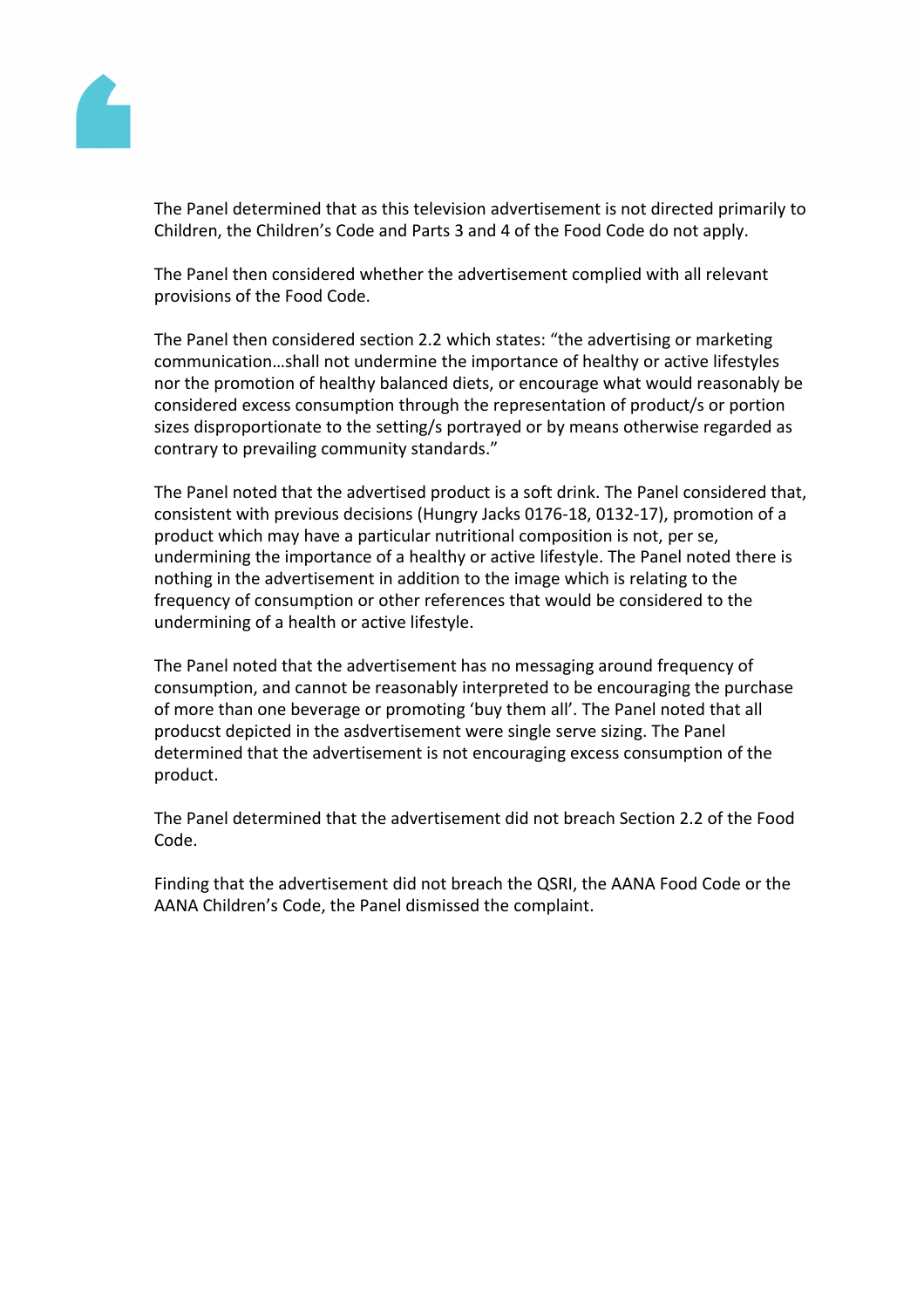The Panel determined that as this television advertisement is not directed primarily to Children, the Children's Code and Parts 3 and 4 of the Food Code do not apply.

The Panel then considered whether the advertisement complied with all relevant provisions of the Food Code.

The Panel then considered section 2.2 which states: "the advertising or marketing communication…shall not undermine the importance of healthy or active lifestyles nor the promotion of healthy balanced diets, or encourage what would reasonably be considered excess consumption through the representation of product/s or portion sizes disproportionate to the setting/s portrayed or by means otherwise regarded as contrary to prevailing community standards."

The Panel noted that the advertised product is a soft drink. The Panel considered that, consistent with previous decisions (Hungry Jacks 0176-18, 0132-17), promotion of a product which may have a particular nutritional composition is not, per se, undermining the importance of a healthy or active lifestyle. The Panel noted there is nothing in the advertisement in addition to the image which is relating to the frequency of consumption or other references that would be considered to the undermining of a health or active lifestyle.

The Panel noted that the advertisement has no messaging around frequency of consumption, and cannot be reasonably interpreted to be encouraging the purchase of more than one beverage or promoting 'buy them all'. The Panel noted that all producst depicted in the asdvertisement were single serve sizing. The Panel determined that the advertisement is not encouraging excess consumption of the product.

The Panel determined that the advertisement did not breach Section 2.2 of the Food Code.

Finding that the advertisement did not breach the QSRI, the AANA Food Code or the AANA Children's Code, the Panel dismissed the complaint.